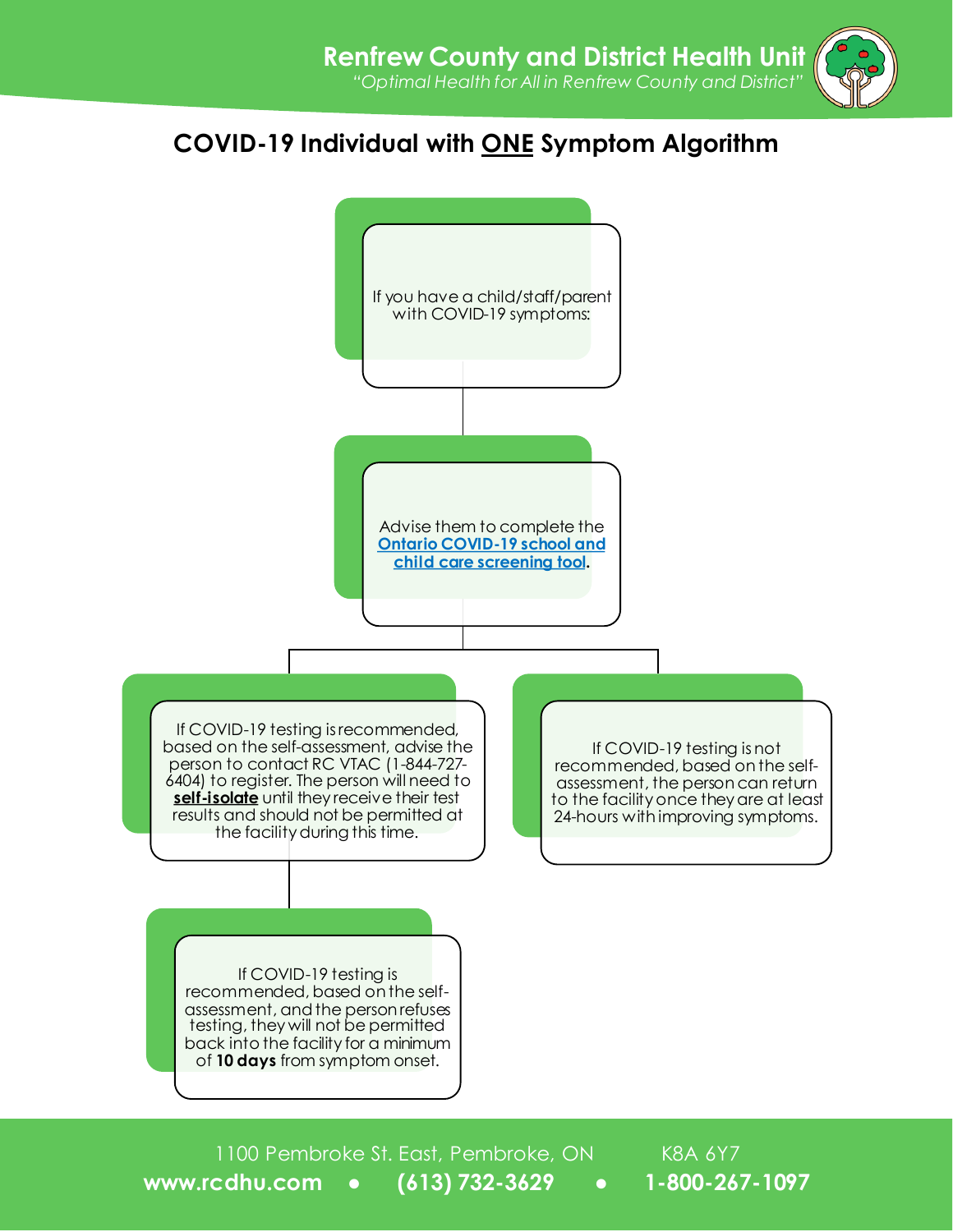**Renfrew County and District Health Unit**
*"Optimal Health for All in Renfrew County and District"*

# COVID-19 Individual with ONE Symptom Algorithm

If you have a child/staff/parent with COVID-19 symptoms:

Advise them to complete the **Ontario COVID-19 school and child care screening tool**.

If COVID-19 testing is recommended, based on the self-assessment, advise the person to contact RC VTAC (1-844-727-6404) to register. The person will need to **self-isolate** until they receive their test results and should not be permitted at the facility during this time.

If COVID-19 testing is not recommended, based on the self-assessment, the person can return to the facility once they are at least 24-hours with improving symptoms.

If COVID-19 testing is recommended, based on the self-assessment, and the person refuses testing, they will not be permitted back into the facility for a minimum of **10 days** from symptom onset.

1100 Pembroke St. East, Pembroke, ON K8A 6Y7
**www.rcdhu.com • (613) 732-3629 • 1-800-267-1097**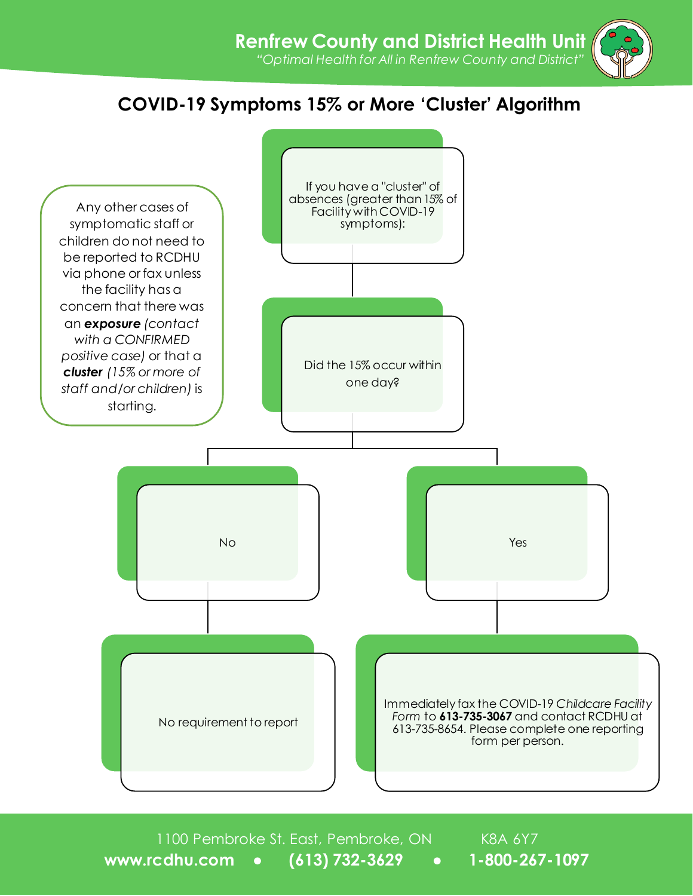# COVID-19 Symptoms 15% or More 'Cluster' Algorithm

Any other cases of symptomatic staff or children do not need to be reported to RCDHU via phone or fax unless the facility has a concern that there was an ***exposure*** *(contact with a CONFIRMED positive case)* or that a ***cluster*** *(15% or more of staff and/or children)* is starting.

If you have a "cluster" of absences (greater than 15% of Facility with COVID-19 symptoms):

Did the 15% occur within one day?

- **No**
  - No requirement to report
- **Yes**
  - Immediately fax the COVID-19 *Childcare Facility Form* to **613-735-3067** and contact RCDHU at 613-735-8654. Please complete one reporting form per person.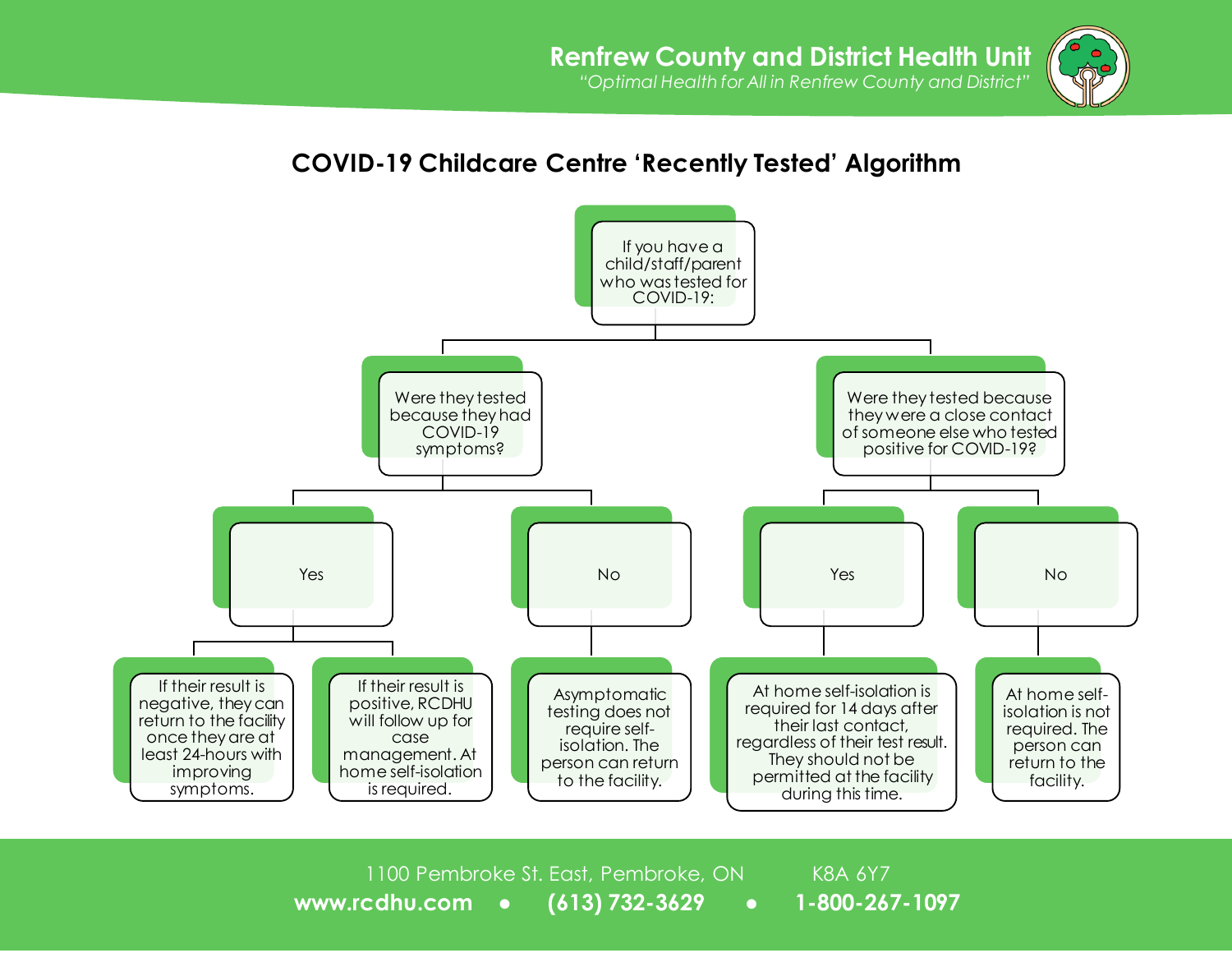# COVID-19 Childcare Centre 'Recently Tested' Algorithm

**If you have a child/staff/parent who was tested for COVID-19:**

- **Were they tested because they had COVID-19 symptoms?**
  - **Yes**
    - If their result is negative, they can return to the facility once they are at least 24-hours with improving symptoms.
    - If their result is positive, RCDHU will follow up for case management. At home self-isolation is required.
  - **No**
    - Asymptomatic testing does not require self-isolation. The person can return to the facility.
- **Were they tested because they were a close contact of someone else who tested positive for COVID-19?**
  - **Yes**
    - At home self-isolation is required for 14 days after their last contact, regardless of their test result. They should not be permitted at the facility during this time.
  - **No**
    - At home self-isolation is not required. The person can return to the facility.